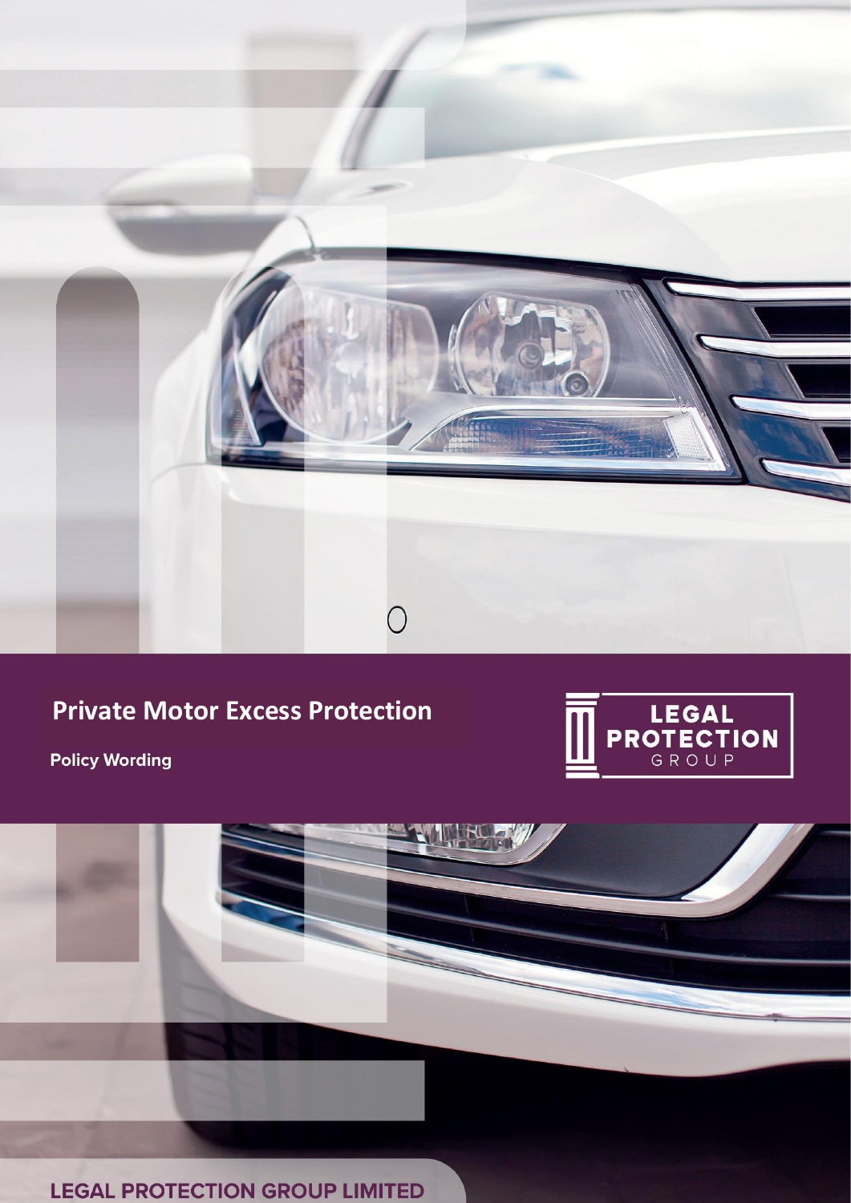# Private Motor Excess Protection

**Policy Wording**

LEGAL PROTECTION GROUP

**LEGAL PROTECTION GROUP LIMITED**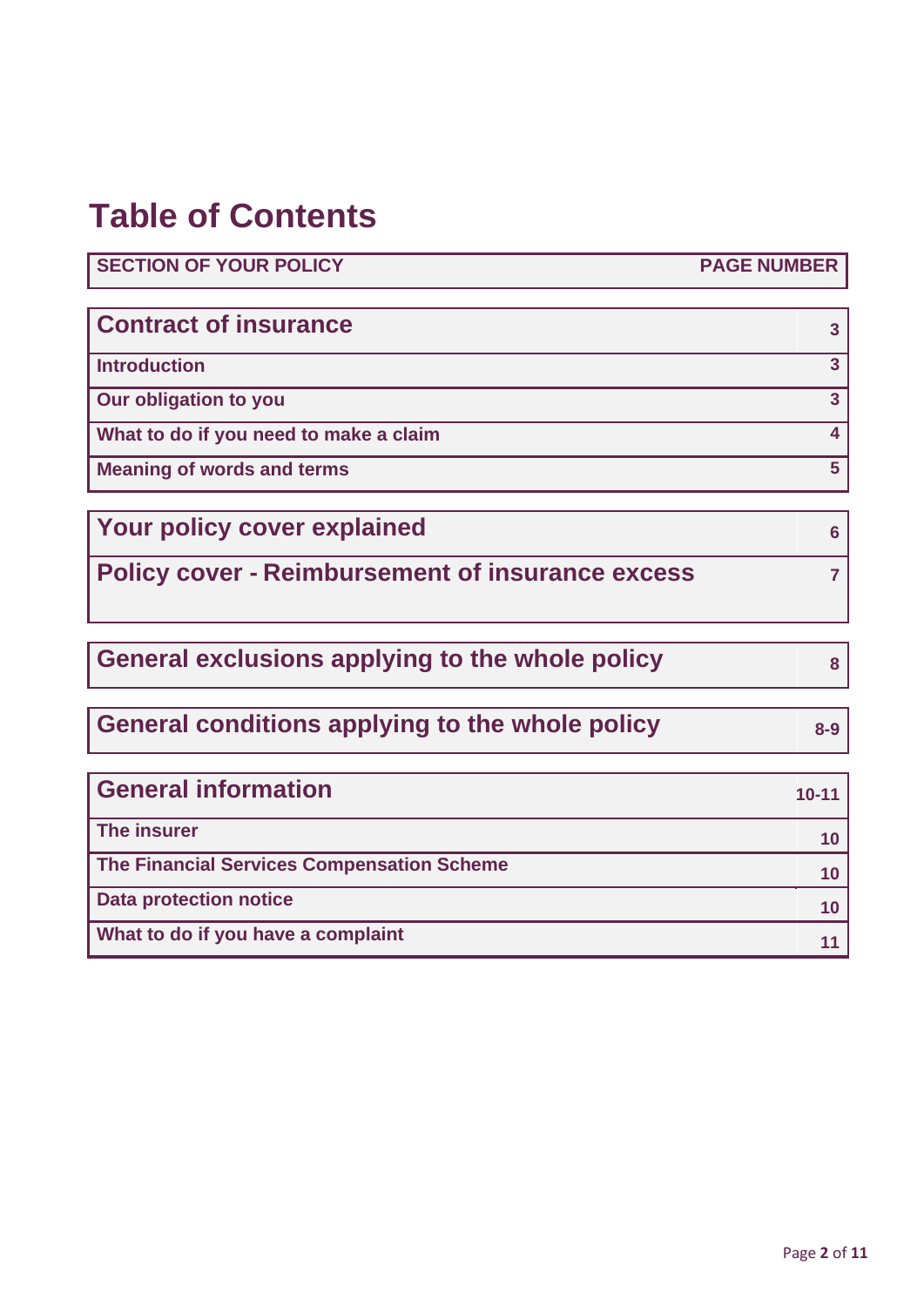# Table of Contents

| SECTION OF YOUR POLICY | PAGE NUMBER |
|---|---|
| **Contract of insurance** | **3** |
| **Introduction** | **3** |
| **Our obligation to you** | **3** |
| **What to do if you need to make a claim** | **4** |
| **Meaning of words and terms** | **5** |
| **Your policy cover explained** | **6** |
| **Policy cover - Reimbursement of insurance excess** | **7** |
| **General exclusions applying to the whole policy** | **8** |
| **General conditions applying to the whole policy** | **8-9** |
| **General information** | **10-11** |
| **The insurer** | **10** |
| **The Financial Services Compensation Scheme** | **10** |
| **Data protection notice** | **10** |
| **What to do if you have a complaint** | **11** |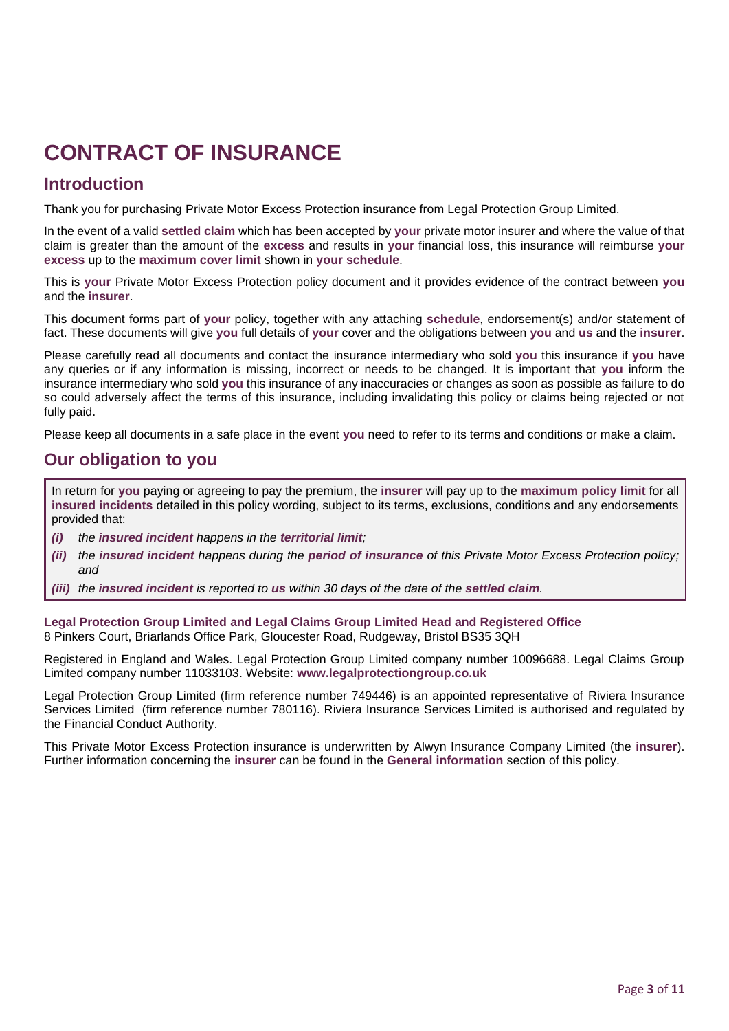# CONTRACT OF INSURANCE

## Introduction

Thank you for purchasing Private Motor Excess Protection insurance from Legal Protection Group Limited.

In the event of a valid **settled claim** which has been accepted by **your** private motor insurer and where the value of that claim is greater than the amount of the **excess** and results in **your** financial loss, this insurance will reimburse **your excess** up to the **maximum cover limit** shown in **your schedule**.

This is **your** Private Motor Excess Protection policy document and it provides evidence of the contract between **you** and the **insurer**.

This document forms part of **your** policy, together with any attaching **schedule**, endorsement(s) and/or statement of fact. These documents will give **you** full details of **your** cover and the obligations between **you** and **us** and the **insurer**.

Please carefully read all documents and contact the insurance intermediary who sold **you** this insurance if **you** have any queries or if any information is missing, incorrect or needs to be changed. It is important that **you** inform the insurance intermediary who sold **you** this insurance of any inaccuracies or changes as soon as possible as failure to do so could adversely affect the terms of this insurance, including invalidating this policy or claims being rejected or not fully paid.

Please keep all documents in a safe place in the event **you** need to refer to its terms and conditions or make a claim.

## Our obligation to you

In return for **you** paying or agreeing to pay the premium, the **insurer** will pay up to the **maximum policy limit** for all **insured incidents** detailed in this policy wording, subject to its terms, exclusions, conditions and any endorsements provided that:

*(i)* *the **insured incident** happens in the **territorial limit**;*

*(ii)* *the **insured incident** happens during the **period of insurance** of this Private Motor Excess Protection policy; and*

*(iii)* *the **insured incident** is reported to **us** within 30 days of the date of the **settled claim**.*

**Legal Protection Group Limited and Legal Claims Group Limited Head and Registered Office**
8 Pinkers Court, Briarlands Office Park, Gloucester Road, Rudgeway, Bristol BS35 3QH

Registered in England and Wales. Legal Protection Group Limited company number 10096688. Legal Claims Group Limited company number 11033103. Website: **www.legalprotectiongroup.co.uk**

Legal Protection Group Limited (firm reference number 749446) is an appointed representative of Riviera Insurance Services Limited (firm reference number 780116). Riviera Insurance Services Limited is authorised and regulated by the Financial Conduct Authority.

This Private Motor Excess Protection insurance is underwritten by Alwyn Insurance Company Limited (the **insurer**). Further information concerning the **insurer** can be found in the **General information** section of this policy.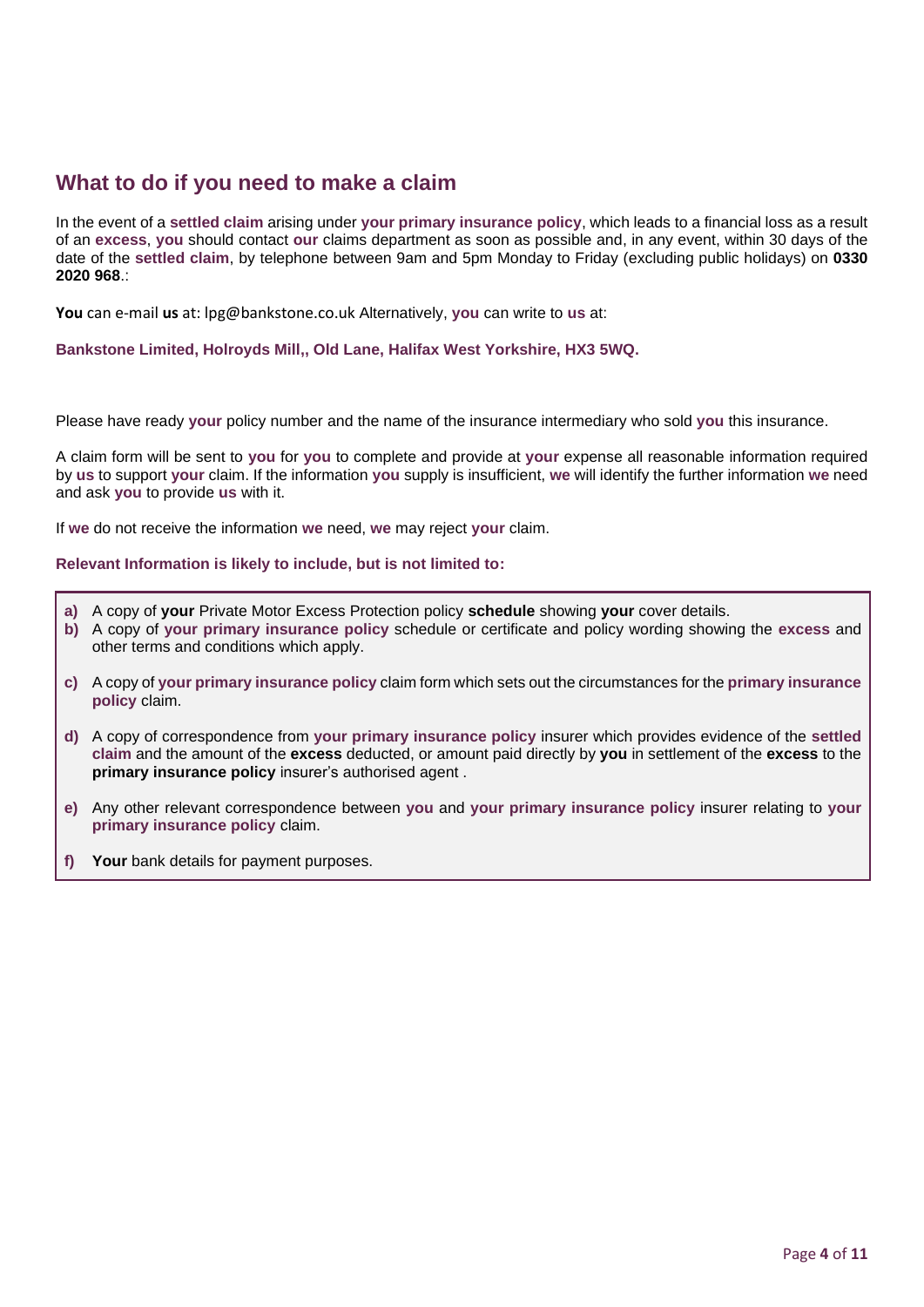## What to do if you need to make a claim

In the event of a **settled claim** arising under **your primary insurance policy**, which leads to a financial loss as a result of an **excess**, **you** should contact **our** claims department as soon as possible and, in any event, within 30 days of the date of the **settled claim**, by telephone between 9am and 5pm Monday to Friday (excluding public holidays) on **0330 2020 968**.:

**You** can e-mail **us** at: lpg@bankstone.co.uk Alternatively, **you** can write to **us** at:

**Bankstone Limited, Holroyds Mill,, Old Lane, Halifax West Yorkshire, HX3 5WQ.**

Please have ready **your** policy number and the name of the insurance intermediary who sold **you** this insurance.

A claim form will be sent to **you** for **you** to complete and provide at **your** expense all reasonable information required by **us** to support **your** claim. If the information **you** supply is insufficient, **we** will identify the further information **we** need and ask **you** to provide **us** with it.

If **we** do not receive the information **we** need, **we** may reject **your** claim.

**Relevant Information is likely to include, but is not limited to:**

- **a)** A copy of **your** Private Motor Excess Protection policy **schedule** showing **your** cover details.
- **b)** A copy of **your primary insurance policy** schedule or certificate and policy wording showing the **excess** and other terms and conditions which apply.
- **c)** A copy of **your primary insurance policy** claim form which sets out the circumstances for the **primary insurance policy** claim.
- **d)** A copy of correspondence from **your primary insurance policy** insurer which provides evidence of the **settled claim** and the amount of the **excess** deducted, or amount paid directly by **you** in settlement of the **excess** to the **primary insurance policy** insurer's authorised agent .
- **e)** Any other relevant correspondence between **you** and **your primary insurance policy** insurer relating to **your primary insurance policy** claim.
- **f)** **Your** bank details for payment purposes.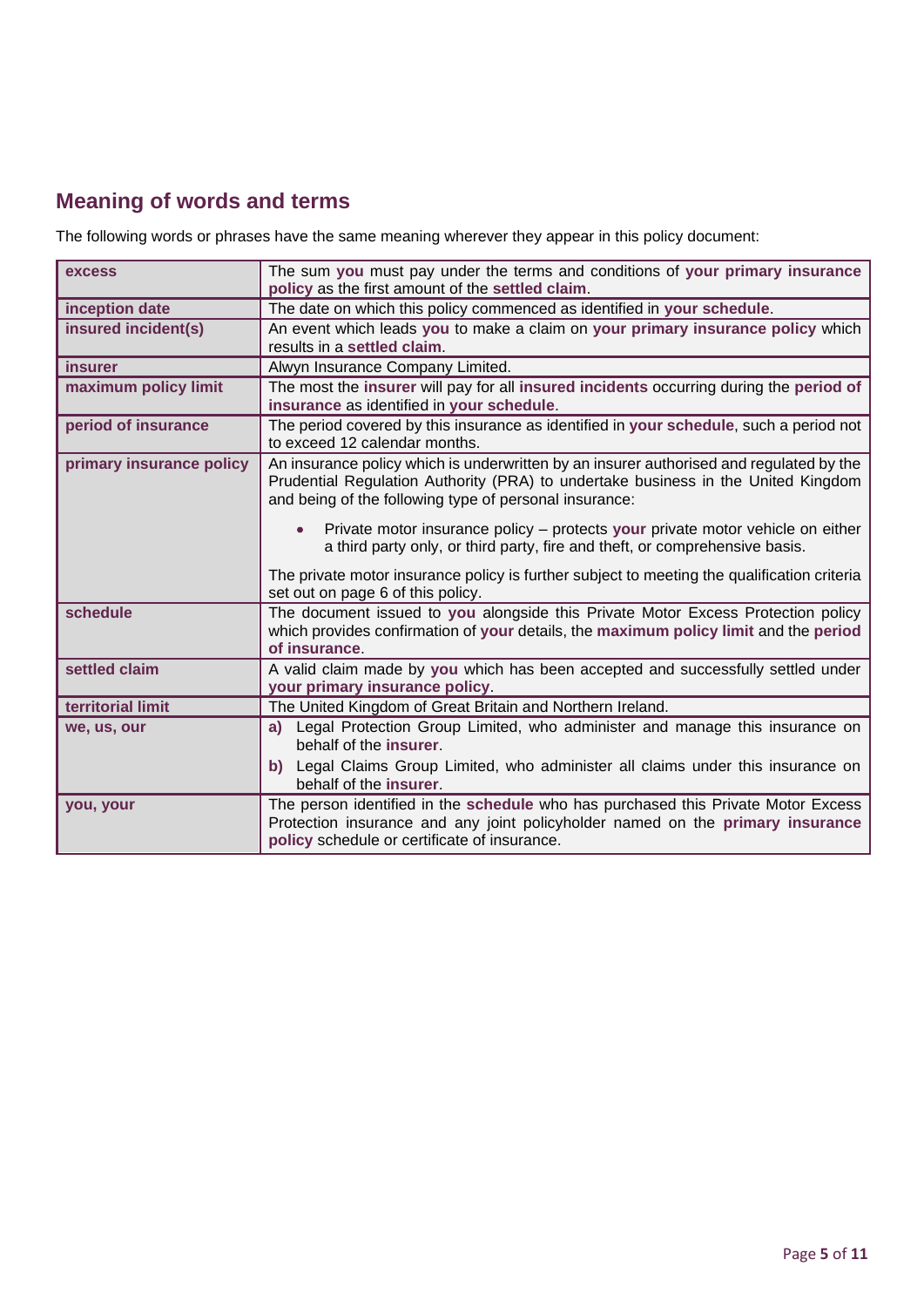## Meaning of words and terms

The following words or phrases have the same meaning wherever they appear in this policy document:

| | |
|---|---|
| **excess** | The sum **you** must pay under the terms and conditions of **your primary insurance policy** as the first amount of the **settled claim**. |
| **inception date** | The date on which this policy commenced as identified in **your schedule**. |
| **insured incident(s)** | An event which leads **you** to make a claim on **your primary insurance policy** which results in a **settled claim**. |
| **insurer** | Alwyn Insurance Company Limited. |
| **maximum policy limit** | The most the **insurer** will pay for all **insured incidents** occurring during the **period of insurance** as identified in **your schedule**. |
| **period of insurance** | The period covered by this insurance as identified in **your schedule**, such a period not to exceed 12 calendar months. |
| **primary insurance policy** | An insurance policy which is underwritten by an insurer authorised and regulated by the Prudential Regulation Authority (PRA) to undertake business in the United Kingdom and being of the following type of personal insurance:<br><br>• Private motor insurance policy – protects **your** private motor vehicle on either a third party only, or third party, fire and theft, or comprehensive basis.<br><br>The private motor insurance policy is further subject to meeting the qualification criteria set out on page 6 of this policy. |
| **schedule** | The document issued to **you** alongside this Private Motor Excess Protection policy which provides confirmation of **your** details, the **maximum policy limit** and the **period of insurance**. |
| **settled claim** | A valid claim made by **you** which has been accepted and successfully settled under **your primary insurance policy**. |
| **territorial limit** | The United Kingdom of Great Britain and Northern Ireland. |
| **we, us, our** | **a)** Legal Protection Group Limited, who administer and manage this insurance on behalf of the **insurer**.<br><br>**b)** Legal Claims Group Limited, who administer all claims under this insurance on behalf of the **insurer**. |
| **you, your** | The person identified in the **schedule** who has purchased this Private Motor Excess Protection insurance and any joint policyholder named on the **primary insurance policy** schedule or certificate of insurance. |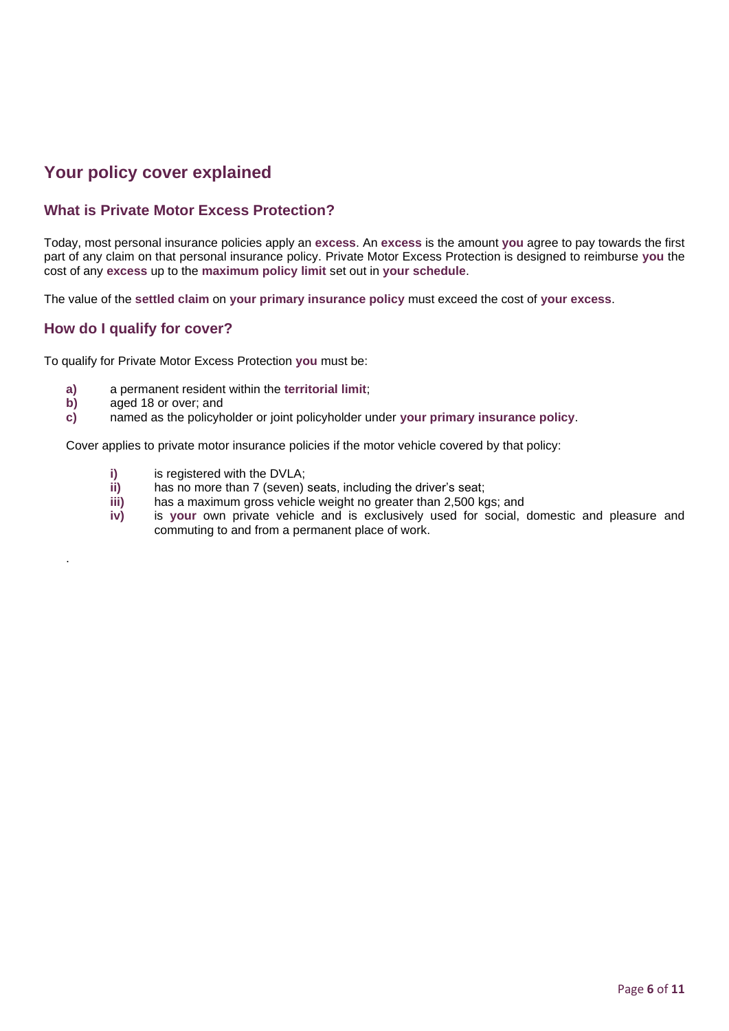## Your policy cover explained

### What is Private Motor Excess Protection?

Today, most personal insurance policies apply an **excess**. An **excess** is the amount **you** agree to pay towards the first part of any claim on that personal insurance policy. Private Motor Excess Protection is designed to reimburse **you** the cost of any **excess** up to the **maximum policy limit** set out in **your schedule**.

The value of the **settled claim** on **your primary insurance policy** must exceed the cost of **your excess**.

### How do I qualify for cover?

To qualify for Private Motor Excess Protection **you** must be:

- **a)** a permanent resident within the **territorial limit**;
- **b)** aged 18 or over; and
- **c)** named as the policyholder or joint policyholder under **your primary insurance policy**.

Cover applies to private motor insurance policies if the motor vehicle covered by that policy:

- **i)** is registered with the DVLA;
- **ii)** has no more than 7 (seven) seats, including the driver's seat;
- **iii)** has a maximum gross vehicle weight no greater than 2,500 kgs; and
- **iv)** is **your** own private vehicle and is exclusively used for social, domestic and pleasure and commuting to and from a permanent place of work.

.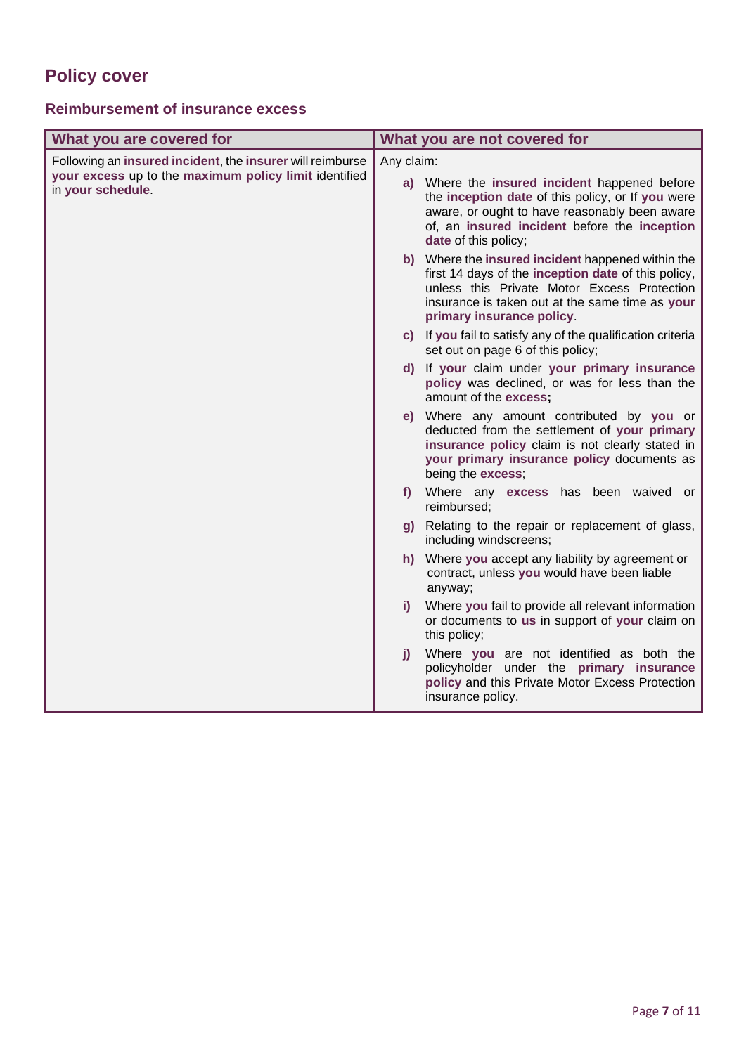# Policy cover

## Reimbursement of insurance excess

| What you are covered for | What you are not covered for |
|---|---|
| Following an **insured incident**, the **insurer** will reimburse **your excess** up to the **maximum policy limit** identified in **your schedule**. | Any claim:<br>**a)** Where the **insured incident** happened before the **inception date** of this policy, or If **you** were aware, or ought to have reasonably been aware of, an **insured incident** before the **inception date** of this policy;<br>**b)** Where the **insured incident** happened within the first 14 days of the **inception date** of this policy, unless this Private Motor Excess Protection insurance is taken out at the same time as **your primary insurance policy**.<br>**c)** If **you** fail to satisfy any of the qualification criteria set out on page 6 of this policy;<br>**d)** If **your** claim under **your primary insurance policy** was declined, or was for less than the amount of the **excess;**<br>**e)** Where any amount contributed by **you** or deducted from the settlement of **your primary insurance policy** claim is not clearly stated in **your primary insurance policy** documents as being the **excess**;<br>**f)** Where any **excess** has been waived or reimbursed;<br>**g)** Relating to the repair or replacement of glass, including windscreens;<br>**h)** Where **you** accept any liability by agreement or contract, unless **you** would have been liable anyway;<br>**i)** Where **you** fail to provide all relevant information or documents to **us** in support of **your** claim on this policy;<br>**j)** Where **you** are not identified as both the policyholder under the **primary insurance policy** and this Private Motor Excess Protection insurance policy. |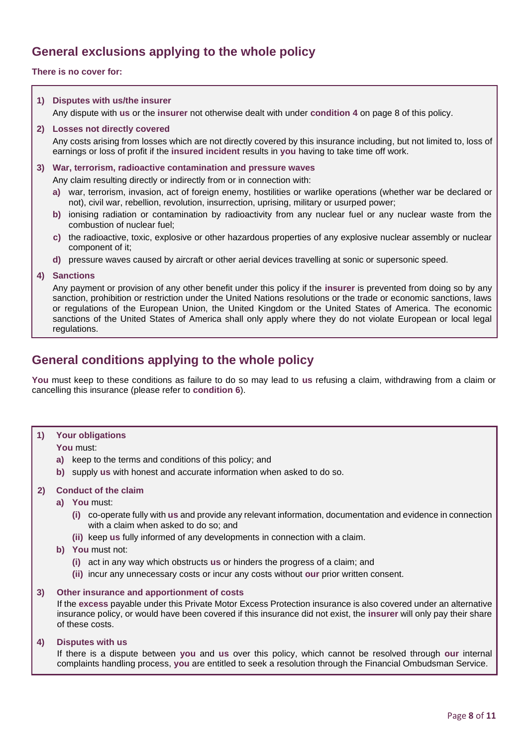## General exclusions applying to the whole policy

**There is no cover for:**

1) **Disputes with us/the insurer**

   Any dispute with **us** or the **insurer** not otherwise dealt with under **condition 4** on page 8 of this policy.

2) **Losses not directly covered**

   Any costs arising from losses which are not directly covered by this insurance including, but not limited to, loss of earnings or loss of profit if the **insured incident** results in **you** having to take time off work.

3) **War, terrorism, radioactive contamination and pressure waves**

   Any claim resulting directly or indirectly from or in connection with:

   a) war, terrorism, invasion, act of foreign enemy, hostilities or warlike operations (whether war be declared or not), civil war, rebellion, revolution, insurrection, uprising, military or usurped power;

   b) ionising radiation or contamination by radioactivity from any nuclear fuel or any nuclear waste from the combustion of nuclear fuel;

   c) the radioactive, toxic, explosive or other hazardous properties of any explosive nuclear assembly or nuclear component of it;

   d) pressure waves caused by aircraft or other aerial devices travelling at sonic or supersonic speed.

4) **Sanctions**

   Any payment or provision of any other benefit under this policy if the **insurer** is prevented from doing so by any sanction, prohibition or restriction under the United Nations resolutions or the trade or economic sanctions, laws or regulations of the European Union, the United Kingdom or the United States of America. The economic sanctions of the United States of America shall only apply where they do not violate European or local legal regulations.

## General conditions applying to the whole policy

**You** must keep to these conditions as failure to do so may lead to **us** refusing a claim, withdrawing from a claim or cancelling this insurance (please refer to **condition 6**).

1) **Your obligations**

   **You** must:

   a) keep to the terms and conditions of this policy; and

   b) supply **us** with honest and accurate information when asked to do so.

2) **Conduct of the claim**

   a) **You** must:

      (i) co-operate fully with **us** and provide any relevant information, documentation and evidence in connection with a claim when asked to do so; and

      (ii) keep **us** fully informed of any developments in connection with a claim.

   b) **You** must not:

      (i) act in any way which obstructs **us** or hinders the progress of a claim; and

      (ii) incur any unnecessary costs or incur any costs without **our** prior written consent.

3) **Other insurance and apportionment of costs**

   If the **excess** payable under this Private Motor Excess Protection insurance is also covered under an alternative insurance policy, or would have been covered if this insurance did not exist, the **insurer** will only pay their share of these costs.

4) **Disputes with us**

   If there is a dispute between **you** and **us** over this policy, which cannot be resolved through **our** internal complaints handling process, **you** are entitled to seek a resolution through the Financial Ombudsman Service.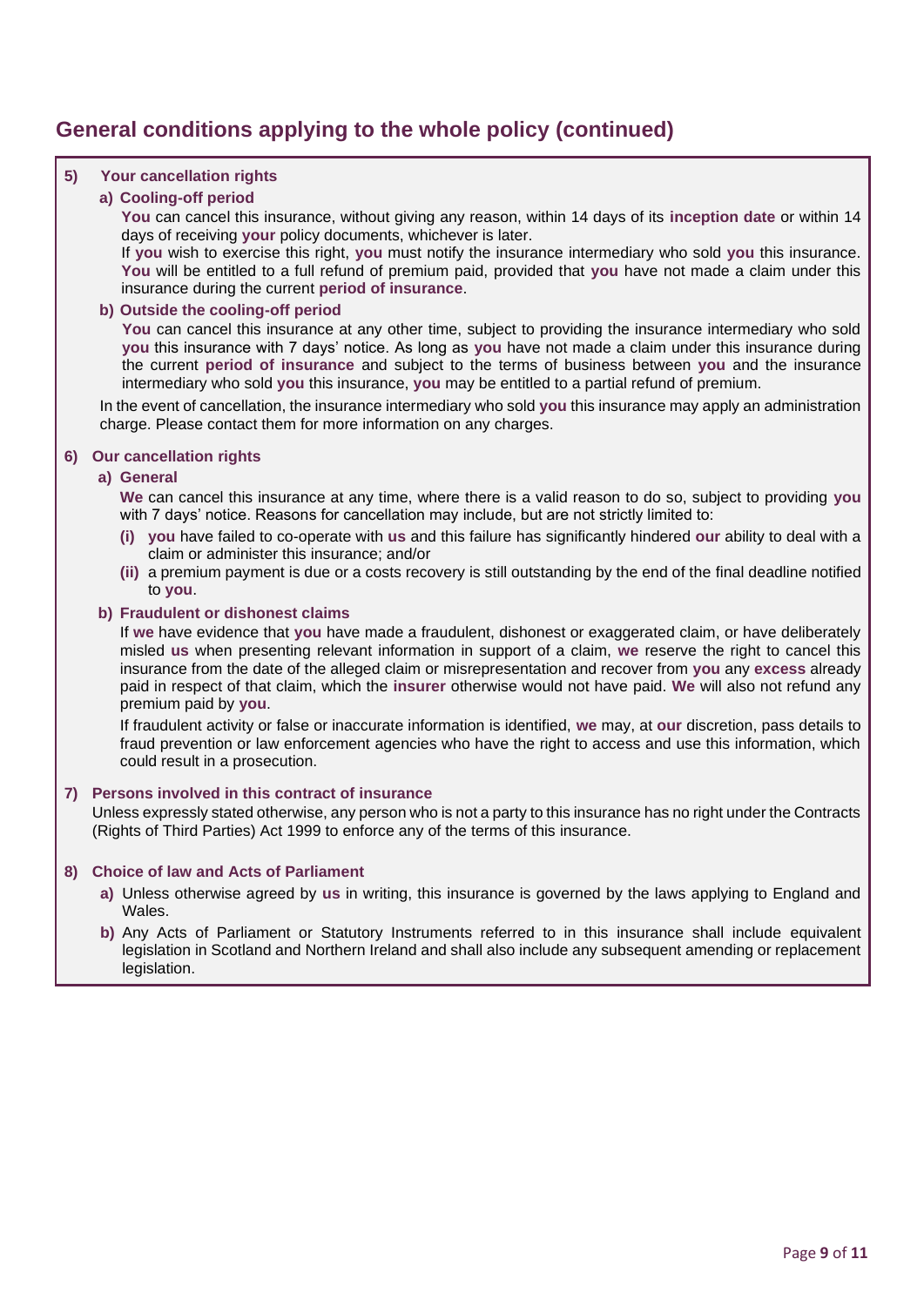## General conditions applying to the whole policy (continued)

**5) Your cancellation rights**

**a) Cooling-off period**

**You** can cancel this insurance, without giving any reason, within 14 days of its **inception date** or within 14 days of receiving **your** policy documents, whichever is later.

If **you** wish to exercise this right, **you** must notify the insurance intermediary who sold **you** this insurance. **You** will be entitled to a full refund of premium paid, provided that **you** have not made a claim under this insurance during the current **period of insurance**.

**b) Outside the cooling-off period**

**You** can cancel this insurance at any other time, subject to providing the insurance intermediary who sold **you** this insurance with 7 days' notice. As long as **you** have not made a claim under this insurance during the current **period of insurance** and subject to the terms of business between **you** and the insurance intermediary who sold **you** this insurance, **you** may be entitled to a partial refund of premium.

In the event of cancellation, the insurance intermediary who sold **you** this insurance may apply an administration charge. Please contact them for more information on any charges.

**6) Our cancellation rights**

**a) General**

**We** can cancel this insurance at any time, where there is a valid reason to do so, subject to providing **you** with 7 days' notice. Reasons for cancellation may include, but are not strictly limited to:

**(i)** **you** have failed to co-operate with **us** and this failure has significantly hindered **our** ability to deal with a claim or administer this insurance; and/or

**(ii)** a premium payment is due or a costs recovery is still outstanding by the end of the final deadline notified to **you**.

**b) Fraudulent or dishonest claims**

If **we** have evidence that **you** have made a fraudulent, dishonest or exaggerated claim, or have deliberately misled **us** when presenting relevant information in support of a claim, **we** reserve the right to cancel this insurance from the date of the alleged claim or misrepresentation and recover from **you** any **excess** already paid in respect of that claim, which the **insurer** otherwise would not have paid. **We** will also not refund any premium paid by **you**.

If fraudulent activity or false or inaccurate information is identified, **we** may, at **our** discretion, pass details to fraud prevention or law enforcement agencies who have the right to access and use this information, which could result in a prosecution.

**7) Persons involved in this contract of insurance**

Unless expressly stated otherwise, any person who is not a party to this insurance has no right under the Contracts (Rights of Third Parties) Act 1999 to enforce any of the terms of this insurance.

**8) Choice of law and Acts of Parliament**

**a)** Unless otherwise agreed by **us** in writing, this insurance is governed by the laws applying to England and Wales.

**b)** Any Acts of Parliament or Statutory Instruments referred to in this insurance shall include equivalent legislation in Scotland and Northern Ireland and shall also include any subsequent amending or replacement legislation.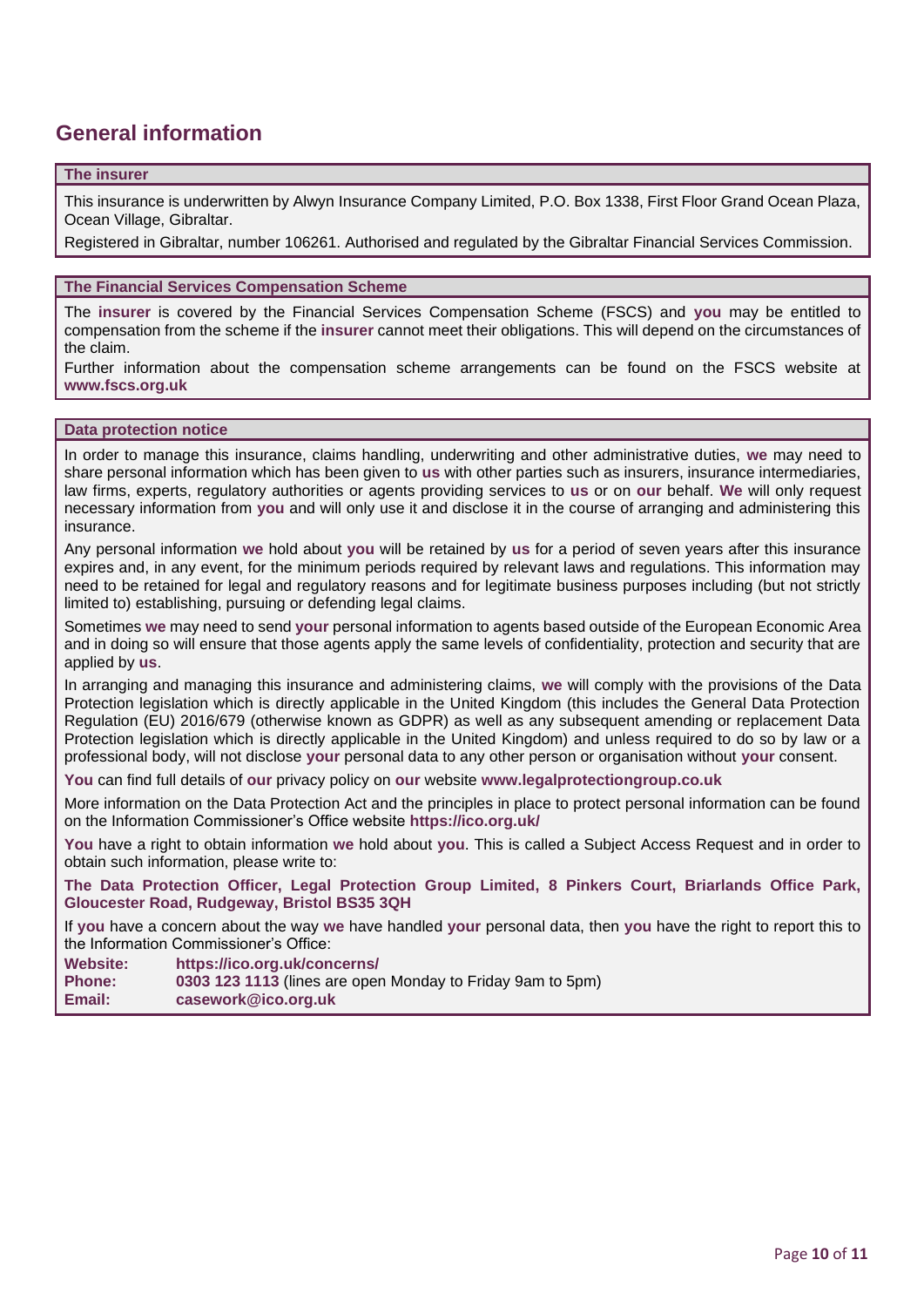## General information

### The insurer

This insurance is underwritten by Alwyn Insurance Company Limited, P.O. Box 1338, First Floor Grand Ocean Plaza, Ocean Village, Gibraltar.

Registered in Gibraltar, number 106261. Authorised and regulated by the Gibraltar Financial Services Commission.

### The Financial Services Compensation Scheme

The **insurer** is covered by the Financial Services Compensation Scheme (FSCS) and **you** may be entitled to compensation from the scheme if the **insurer** cannot meet their obligations. This will depend on the circumstances of the claim.

Further information about the compensation scheme arrangements can be found on the FSCS website at **www.fscs.org.uk**

### Data protection notice

In order to manage this insurance, claims handling, underwriting and other administrative duties, **we** may need to share personal information which has been given to **us** with other parties such as insurers, insurance intermediaries, law firms, experts, regulatory authorities or agents providing services to **us** or on **our** behalf. **We** will only request necessary information from **you** and will only use it and disclose it in the course of arranging and administering this insurance.

Any personal information **we** hold about **you** will be retained by **us** for a period of seven years after this insurance expires and, in any event, for the minimum periods required by relevant laws and regulations. This information may need to be retained for legal and regulatory reasons and for legitimate business purposes including (but not strictly limited to) establishing, pursuing or defending legal claims.

Sometimes **we** may need to send **your** personal information to agents based outside of the European Economic Area and in doing so will ensure that those agents apply the same levels of confidentiality, protection and security that are applied by **us**.

In arranging and managing this insurance and administering claims, **we** will comply with the provisions of the Data Protection legislation which is directly applicable in the United Kingdom (this includes the General Data Protection Regulation (EU) 2016/679 (otherwise known as GDPR) as well as any subsequent amending or replacement Data Protection legislation which is directly applicable in the United Kingdom) and unless required to do so by law or a professional body, will not disclose **your** personal data to any other person or organisation without **your** consent.

**You** can find full details of **our** privacy policy on **our** website **www.legalprotectiongroup.co.uk**

More information on the Data Protection Act and the principles in place to protect personal information can be found on the Information Commissioner's Office website **https://ico.org.uk/**

**You** have a right to obtain information **we** hold about **you**. This is called a Subject Access Request and in order to obtain such information, please write to:

**The Data Protection Officer, Legal Protection Group Limited, 8 Pinkers Court, Briarlands Office Park, Gloucester Road, Rudgeway, Bristol BS35 3QH**

If **you** have a concern about the way **we** have handled **your** personal data, then **you** have the right to report this to the Information Commissioner's Office:

**Website:** **https://ico.org.uk/concerns/**
**Phone:** **0303 123 1113** (lines are open Monday to Friday 9am to 5pm)
**Email:** **casework@ico.org.uk**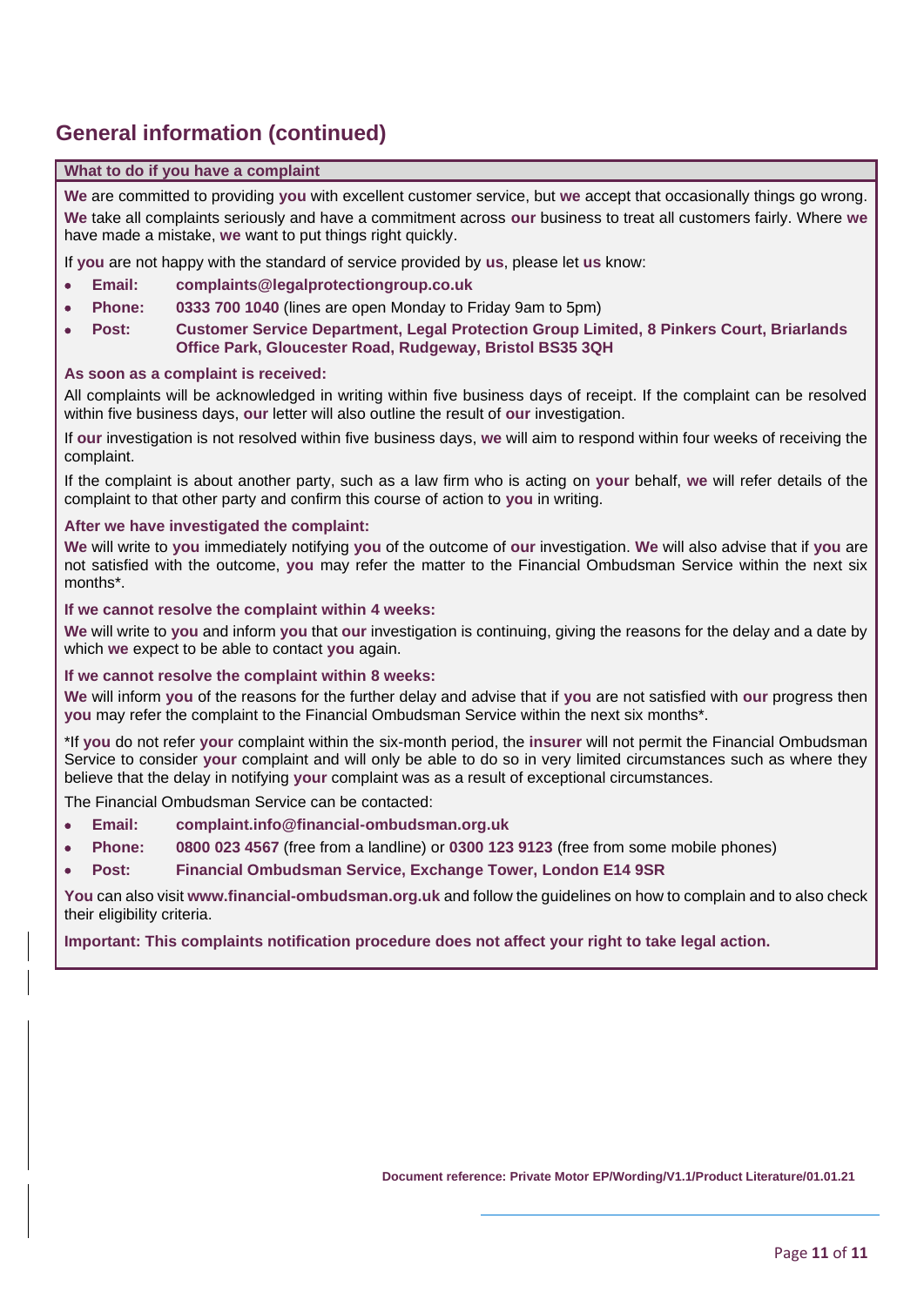## General information (continued)

### What to do if you have a complaint

**We** are committed to providing **you** with excellent customer service, but **we** accept that occasionally things go wrong. **We** take all complaints seriously and have a commitment across **our** business to treat all customers fairly. Where **we** have made a mistake, **we** want to put things right quickly.

If **you** are not happy with the standard of service provided by **us**, please let **us** know:

- **Email:** **complaints@legalprotectiongroup.co.uk**
- **Phone:** **0333 700 1040** (lines are open Monday to Friday 9am to 5pm)
- **Post:** **Customer Service Department, Legal Protection Group Limited, 8 Pinkers Court, Briarlands Office Park, Gloucester Road, Rudgeway, Bristol BS35 3QH**

**As soon as a complaint is received:**

All complaints will be acknowledged in writing within five business days of receipt. If the complaint can be resolved within five business days, **our** letter will also outline the result of **our** investigation.

If **our** investigation is not resolved within five business days, **we** will aim to respond within four weeks of receiving the complaint.

If the complaint is about another party, such as a law firm who is acting on **your** behalf, **we** will refer details of the complaint to that other party and confirm this course of action to **you** in writing.

**After we have investigated the complaint:**

**We** will write to **you** immediately notifying **you** of the outcome of **our** investigation. **We** will also advise that if **you** are not satisfied with the outcome, **you** may refer the matter to the Financial Ombudsman Service within the next six months*.

**If we cannot resolve the complaint within 4 weeks:**

**We** will write to **you** and inform **you** that **our** investigation is continuing, giving the reasons for the delay and a date by which **we** expect to be able to contact **you** again.

**If we cannot resolve the complaint within 8 weeks:**

**We** will inform **you** of the reasons for the further delay and advise that if **you** are not satisfied with **our** progress then **you** may refer the complaint to the Financial Ombudsman Service within the next six months*.

*If **you** do not refer **your** complaint within the six-month period, the **insurer** will not permit the Financial Ombudsman Service to consider **your** complaint and will only be able to do so in very limited circumstances such as where they believe that the delay in notifying **your** complaint was as a result of exceptional circumstances.

The Financial Ombudsman Service can be contacted:

- **Email:** **complaint.info@financial-ombudsman.org.uk**
- **Phone:** **0800 023 4567** (free from a landline) or **0300 123 9123** (free from some mobile phones)
- **Post:** **Financial Ombudsman Service, Exchange Tower, London E14 9SR**

**You** can also visit **www.financial-ombudsman.org.uk** and follow the guidelines on how to complain and to also check their eligibility criteria.

**Important: This complaints notification procedure does not affect your right to take legal action.**

**Document reference: Private Motor EP/Wording/V1.1/Product Literature/01.01.21**